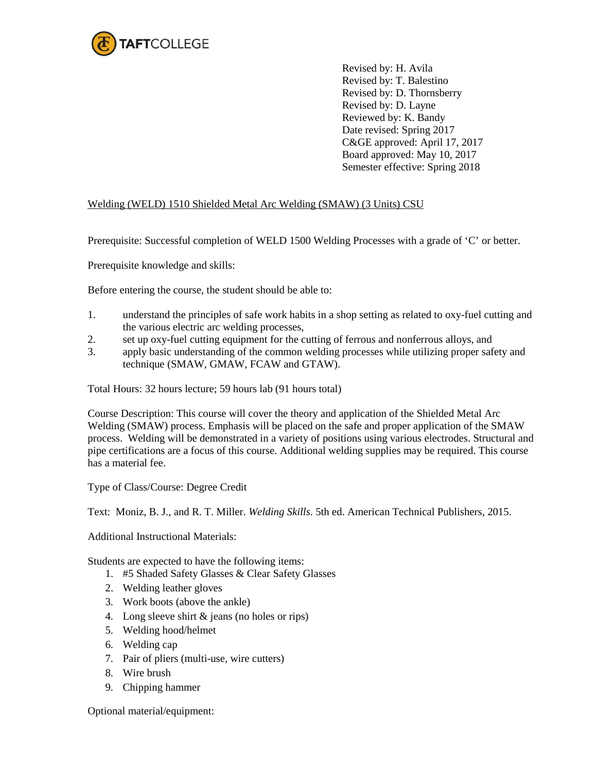TAFTCOLLEGE

Revised by: H. Avila
Revised by: T. Balestino
Revised by: D. Thornsberry
Revised by: D. Layne
Reviewed by: K. Bandy
Date revised: Spring 2017
C&GE approved: April 17, 2017
Board approved: May 10, 2017
Semester effective: Spring 2018

Welding (WELD) 1510 Shielded Metal Arc Welding (SMAW) (3 Units) CSU

Prerequisite: Successful completion of WELD 1500 Welding Processes with a grade of 'C' or better.

Prerequisite knowledge and skills:

Before entering the course, the student should be able to:

1. understand the principles of safe work habits in a shop setting as related to oxy-fuel cutting and the various electric arc welding processes,
2. set up oxy-fuel cutting equipment for the cutting of ferrous and nonferrous alloys, and
3. apply basic understanding of the common welding processes while utilizing proper safety and technique (SMAW, GMAW, FCAW and GTAW).

Total Hours: 32 hours lecture; 59 hours lab (91 hours total)

Course Description: This course will cover the theory and application of the Shielded Metal Arc Welding (SMAW) process. Emphasis will be placed on the safe and proper application of the SMAW process. Welding will be demonstrated in a variety of positions using various electrodes. Structural and pipe certifications are a focus of this course. Additional welding supplies may be required. This course has a material fee.

Type of Class/Course: Degree Credit

Text: Moniz, B. J., and R. T. Miller. *Welding Skills*. 5th ed. American Technical Publishers, 2015.

Additional Instructional Materials:

Students are expected to have the following items:

1. #5 Shaded Safety Glasses & Clear Safety Glasses
2. Welding leather gloves
3. Work boots (above the ankle)
4. Long sleeve shirt & jeans (no holes or rips)
5. Welding hood/helmet
6. Welding cap
7. Pair of pliers (multi-use, wire cutters)
8. Wire brush
9. Chipping hammer

Optional material/equipment: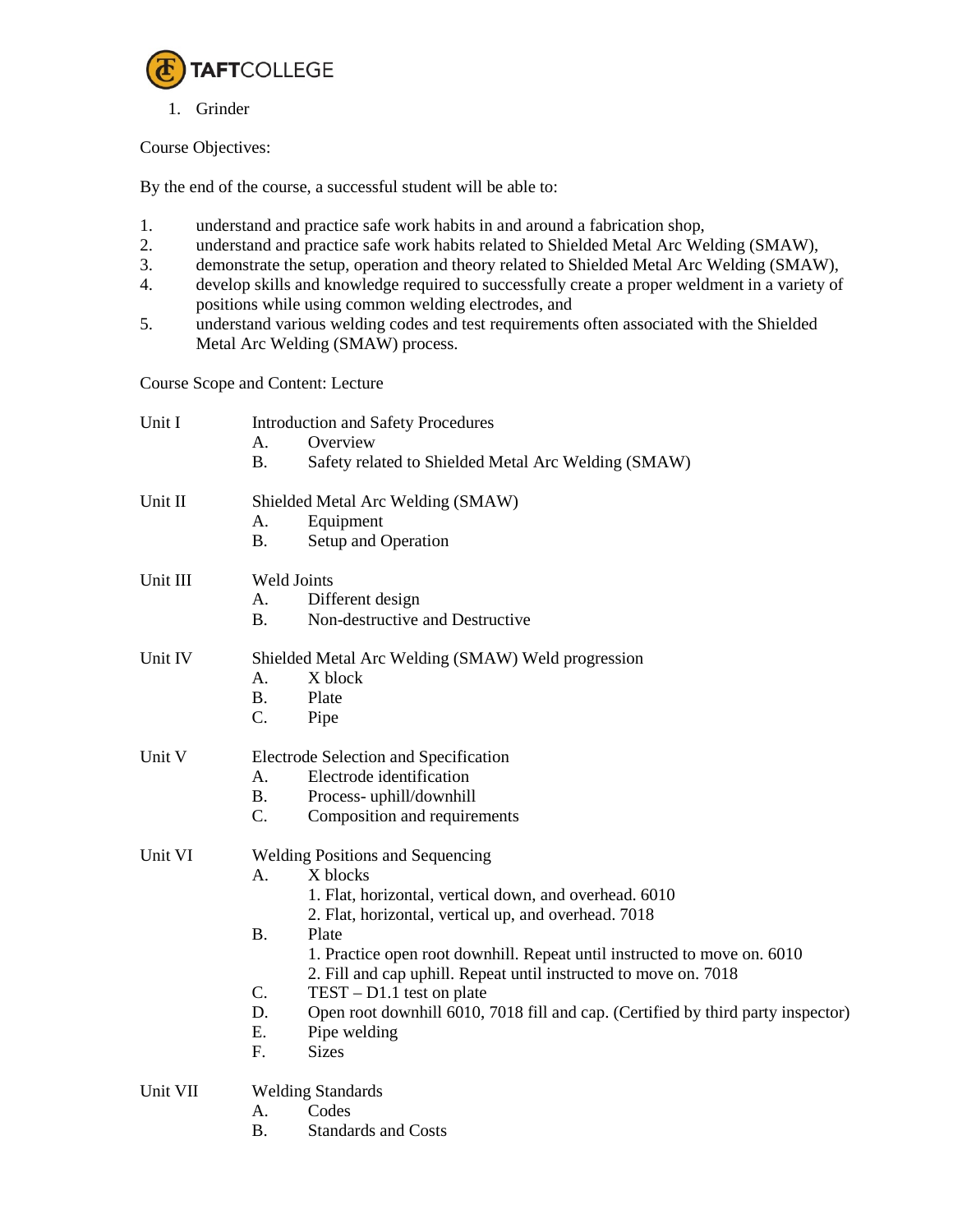1. Grinder

Course Objectives:

By the end of the course, a successful student will be able to:

1. understand and practice safe work habits in and around a fabrication shop,
2. understand and practice safe work habits related to Shielded Metal Arc Welding (SMAW),
3. demonstrate the setup, operation and theory related to Shielded Metal Arc Welding (SMAW),
4. develop skills and knowledge required to successfully create a proper weldment in a variety of positions while using common welding electrodes, and
5. understand various welding codes and test requirements often associated with the Shielded Metal Arc Welding (SMAW) process.

Course Scope and Content: Lecture

Unit I — Introduction and Safety Procedures
- A. Overview
- B. Safety related to Shielded Metal Arc Welding (SMAW)

Unit II — Shielded Metal Arc Welding (SMAW)
- A. Equipment
- B. Setup and Operation

Unit III — Weld Joints
- A. Different design
- B. Non-destructive and Destructive

Unit IV — Shielded Metal Arc Welding (SMAW) Weld progression
- A. X block
- B. Plate
- C. Pipe

Unit V — Electrode Selection and Specification
- A. Electrode identification
- B. Process- uphill/downhill
- C. Composition and requirements

Unit VI — Welding Positions and Sequencing
- A. X blocks
  1. Flat, horizontal, vertical down, and overhead. 6010
  2. Flat, horizontal, vertical up, and overhead. 7018
- B. Plate
  1. Practice open root downhill. Repeat until instructed to move on. 6010
  2. Fill and cap uphill. Repeat until instructed to move on. 7018
- C. TEST – D1.1 test on plate
- D. Open root downhill 6010, 7018 fill and cap. (Certified by third party inspector)
- E. Pipe welding
- F. Sizes

Unit VII — Welding Standards
- A. Codes
- B. Standards and Costs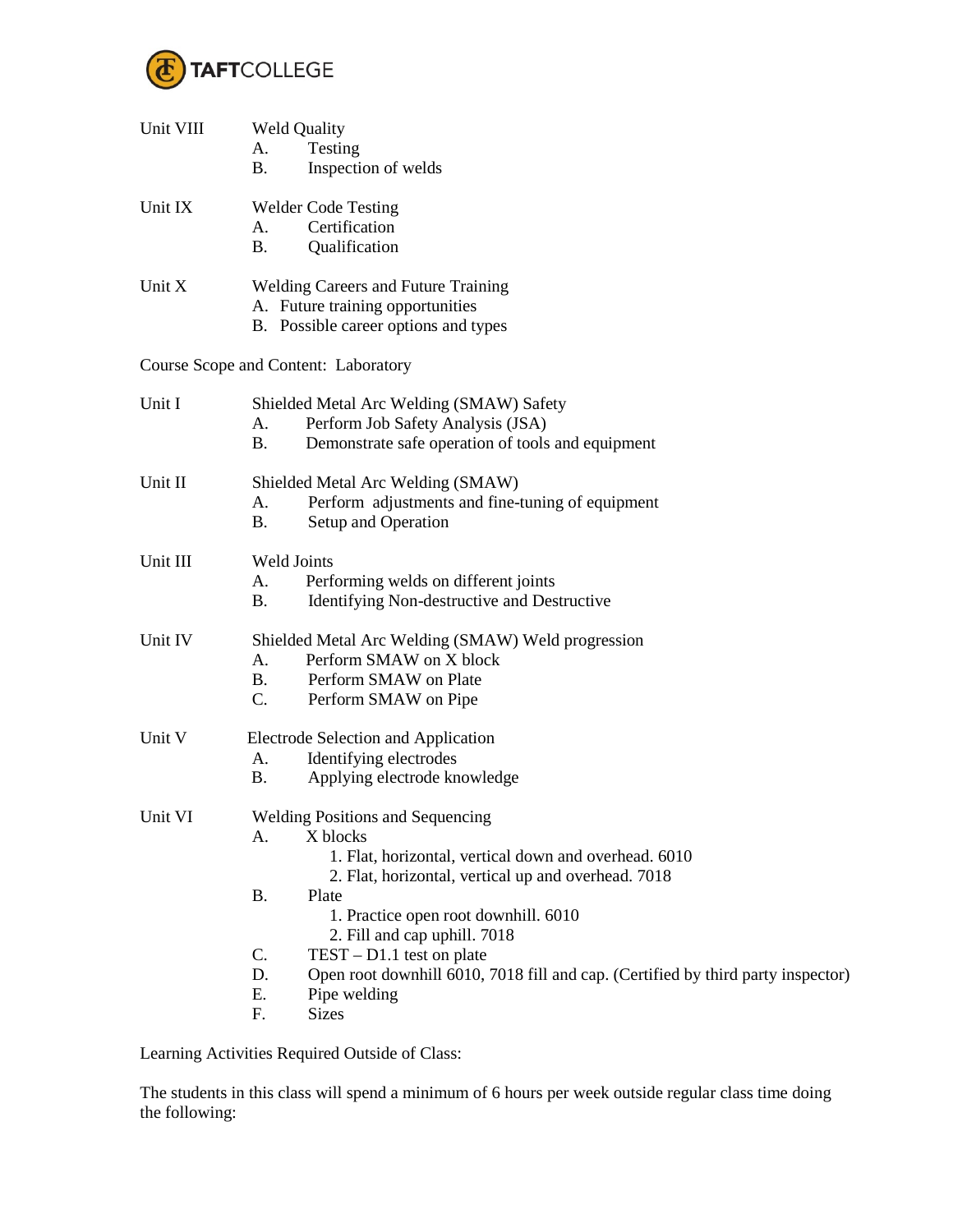Unit VIII Weld Quality

- A. Testing
- B. Inspection of welds

Unit IX Welder Code Testing

- A. Certification
- B. Qualification

Unit X Welding Careers and Future Training

- A. Future training opportunities
- B. Possible career options and types

Course Scope and Content: Laboratory

Unit I Shielded Metal Arc Welding (SMAW) Safety

- A. Perform Job Safety Analysis (JSA)
- B. Demonstrate safe operation of tools and equipment

Unit II Shielded Metal Arc Welding (SMAW)

- A. Perform adjustments and fine-tuning of equipment
- B. Setup and Operation

Unit III Weld Joints

- A. Performing welds on different joints
- B. Identifying Non-destructive and Destructive

Unit IV Shielded Metal Arc Welding (SMAW) Weld progression

- A. Perform SMAW on X block
- B. Perform SMAW on Plate
- C. Perform SMAW on Pipe

Unit V Electrode Selection and Application

- A. Identifying electrodes
- B. Applying electrode knowledge

Unit VI Welding Positions and Sequencing

- A. X blocks
  1. Flat, horizontal, vertical down and overhead. 6010
  2. Flat, horizontal, vertical up and overhead. 7018
- B. Plate
  1. Practice open root downhill. 6010
  2. Fill and cap uphill. 7018
- C. TEST – D1.1 test on plate
- D. Open root downhill 6010, 7018 fill and cap. (Certified by third party inspector)
- E. Pipe welding
- F. Sizes

Learning Activities Required Outside of Class:

The students in this class will spend a minimum of 6 hours per week outside regular class time doing the following: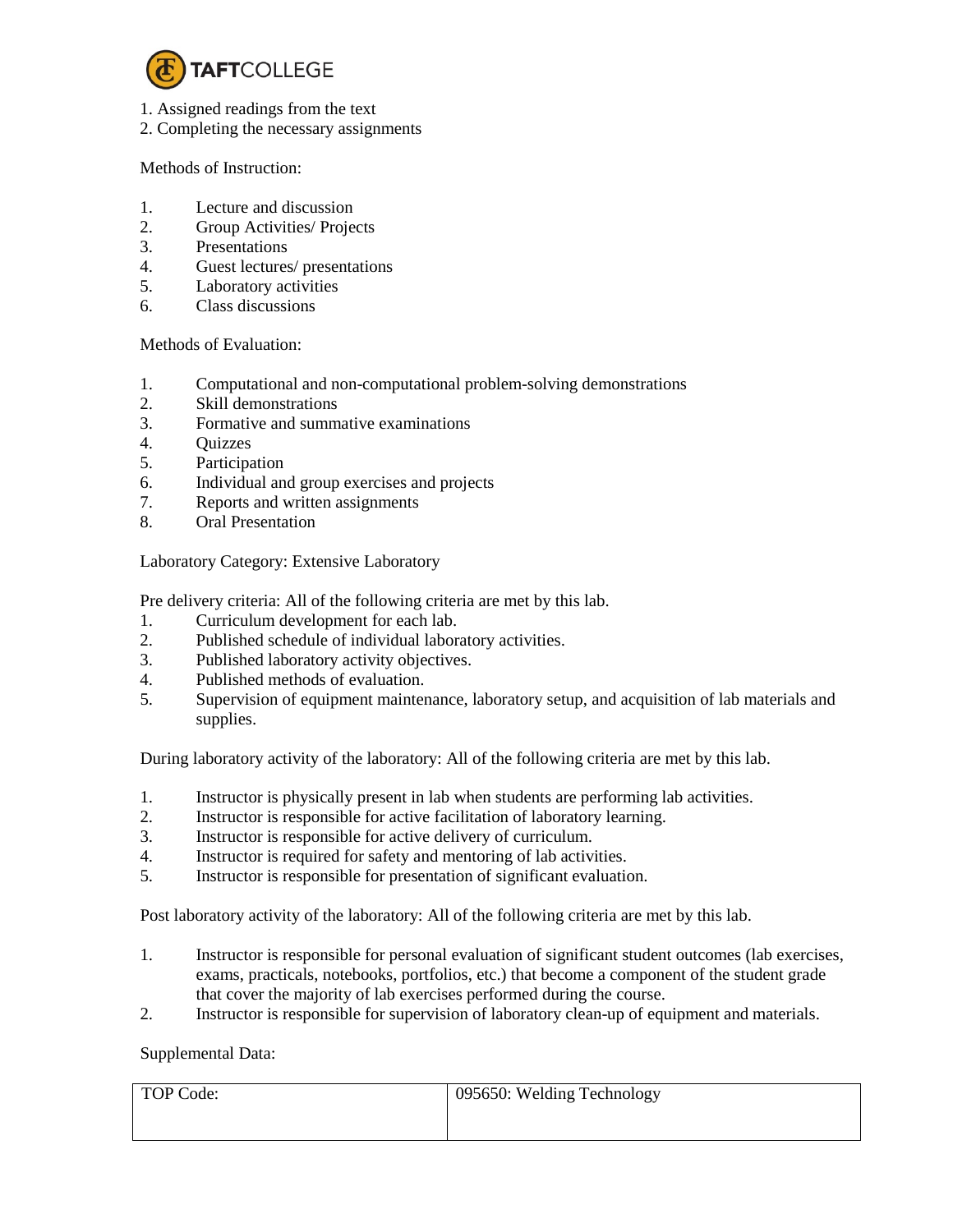1. Assigned readings from the text
2. Completing the necessary assignments

Methods of Instruction:

1. Lecture and discussion
2. Group Activities/ Projects
3. Presentations
4. Guest lectures/ presentations
5. Laboratory activities
6. Class discussions

Methods of Evaluation:

1. Computational and non-computational problem-solving demonstrations
2. Skill demonstrations
3. Formative and summative examinations
4. Quizzes
5. Participation
6. Individual and group exercises and projects
7. Reports and written assignments
8. Oral Presentation

Laboratory Category: Extensive Laboratory

Pre delivery criteria: All of the following criteria are met by this lab.

1. Curriculum development for each lab.
2. Published schedule of individual laboratory activities.
3. Published laboratory activity objectives.
4. Published methods of evaluation.
5. Supervision of equipment maintenance, laboratory setup, and acquisition of lab materials and supplies.

During laboratory activity of the laboratory: All of the following criteria are met by this lab.

1. Instructor is physically present in lab when students are performing lab activities.
2. Instructor is responsible for active facilitation of laboratory learning.
3. Instructor is responsible for active delivery of curriculum.
4. Instructor is required for safety and mentoring of lab activities.
5. Instructor is responsible for presentation of significant evaluation.

Post laboratory activity of the laboratory: All of the following criteria are met by this lab.

1. Instructor is responsible for personal evaluation of significant student outcomes (lab exercises, exams, practicals, notebooks, portfolios, etc.) that become a component of the student grade that cover the majority of lab exercises performed during the course.
2. Instructor is responsible for supervision of laboratory clean-up of equipment and materials.

Supplemental Data:

| TOP Code: | 095650: Welding Technology |
|---|---|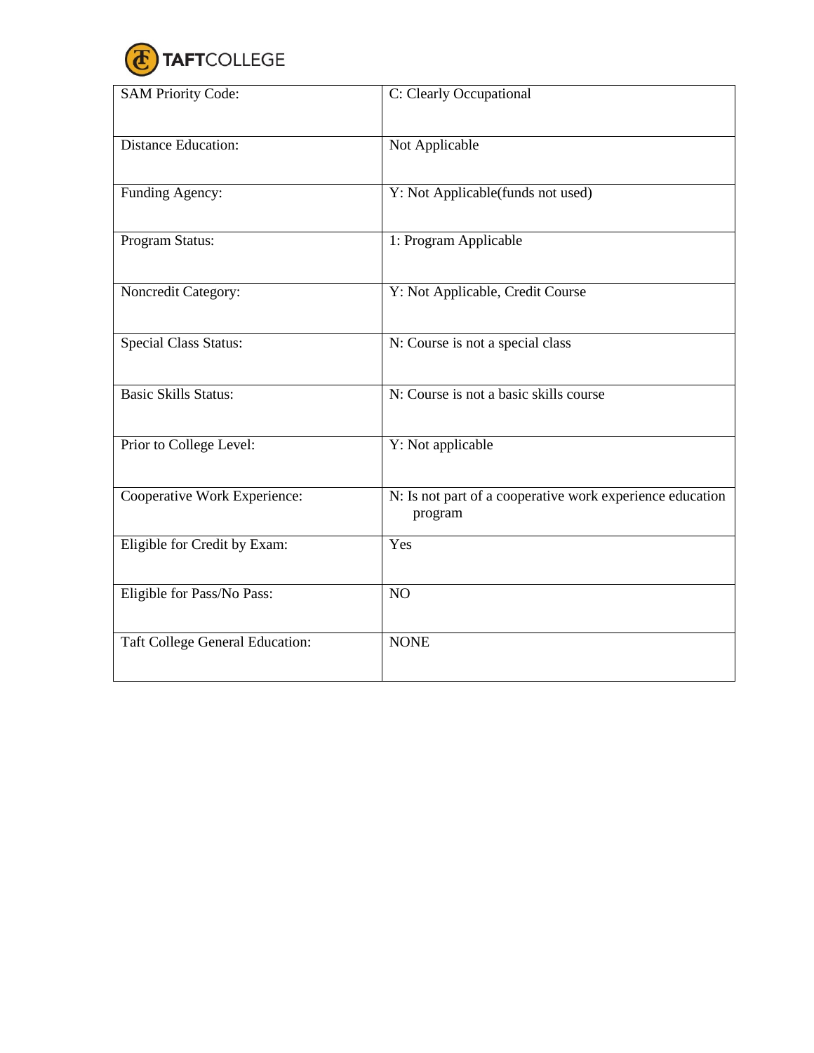| | |
|---|---|
| SAM Priority Code: | C: Clearly Occupational |
| Distance Education: | Not Applicable |
| Funding Agency: | Y: Not Applicable(funds not used) |
| Program Status: | 1: Program Applicable |
| Noncredit Category: | Y: Not Applicable, Credit Course |
| Special Class Status: | N: Course is not a special class |
| Basic Skills Status: | N: Course is not a basic skills course |
| Prior to College Level: | Y: Not applicable |
| Cooperative Work Experience: | N: Is not part of a cooperative work experience education program |
| Eligible for Credit by Exam: | Yes |
| Eligible for Pass/No Pass: | NO |
| Taft College General Education: | NONE |